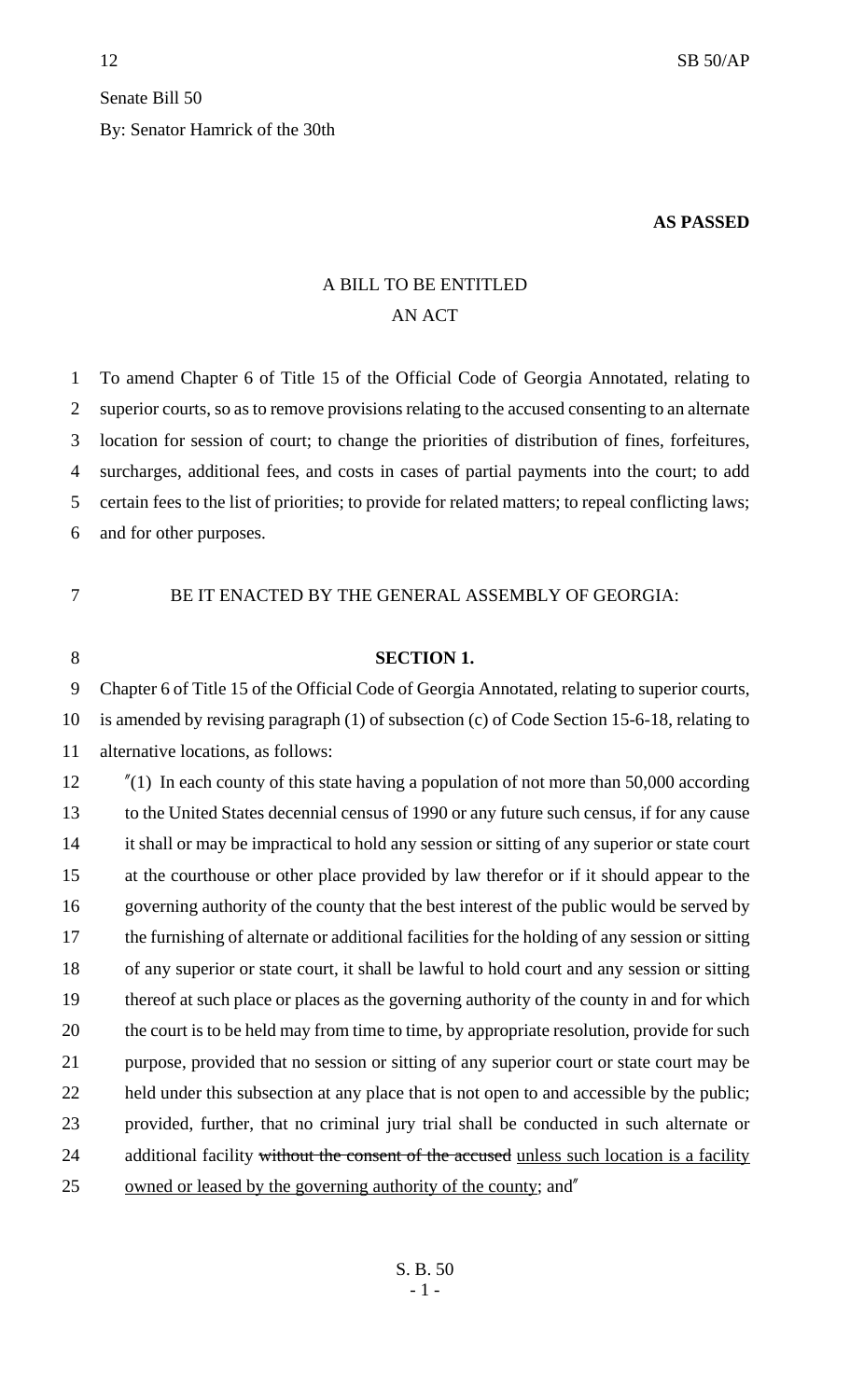Senate Bill 50

By: Senator Hamrick of the 30th

**AS PASSED**

A BILL TO BE ENTITLED
AN ACT

To amend Chapter 6 of Title 15 of the Official Code of Georgia Annotated, relating to superior courts, so as to remove provisions relating to the accused consenting to an alternate location for session of court; to change the priorities of distribution of fines, forfeitures, surcharges, additional fees, and costs in cases of partial payments into the court; to add certain fees to the list of priorities; to provide for related matters; to repeal conflicting laws; and for other purposes.

BE IT ENACTED BY THE GENERAL ASSEMBLY OF GEORGIA:

**SECTION 1.**

Chapter 6 of Title 15 of the Official Code of Georgia Annotated, relating to superior courts, is amended by revising paragraph (1) of subsection (c) of Code Section 15-6-18, relating to alternative locations, as follows:

"(1) In each county of this state having a population of not more than 50,000 according to the United States decennial census of 1990 or any future such census, if for any cause it shall or may be impractical to hold any session or sitting of any superior or state court at the courthouse or other place provided by law therefor or if it should appear to the governing authority of the county that the best interest of the public would be served by the furnishing of alternate or additional facilities for the holding of any session or sitting of any superior or state court, it shall be lawful to hold court and any session or sitting thereof at such place or places as the governing authority of the county in and for which the court is to be held may from time to time, by appropriate resolution, provide for such purpose, provided that no session or sitting of any superior court or state court may be held under this subsection at any place that is not open to and accessible by the public; provided, further, that no criminal jury trial shall be conducted in such alternate or additional facility ~~without the consent of the accused~~ <u>unless such location is a facility owned or leased by the governing authority of the county</u>; and"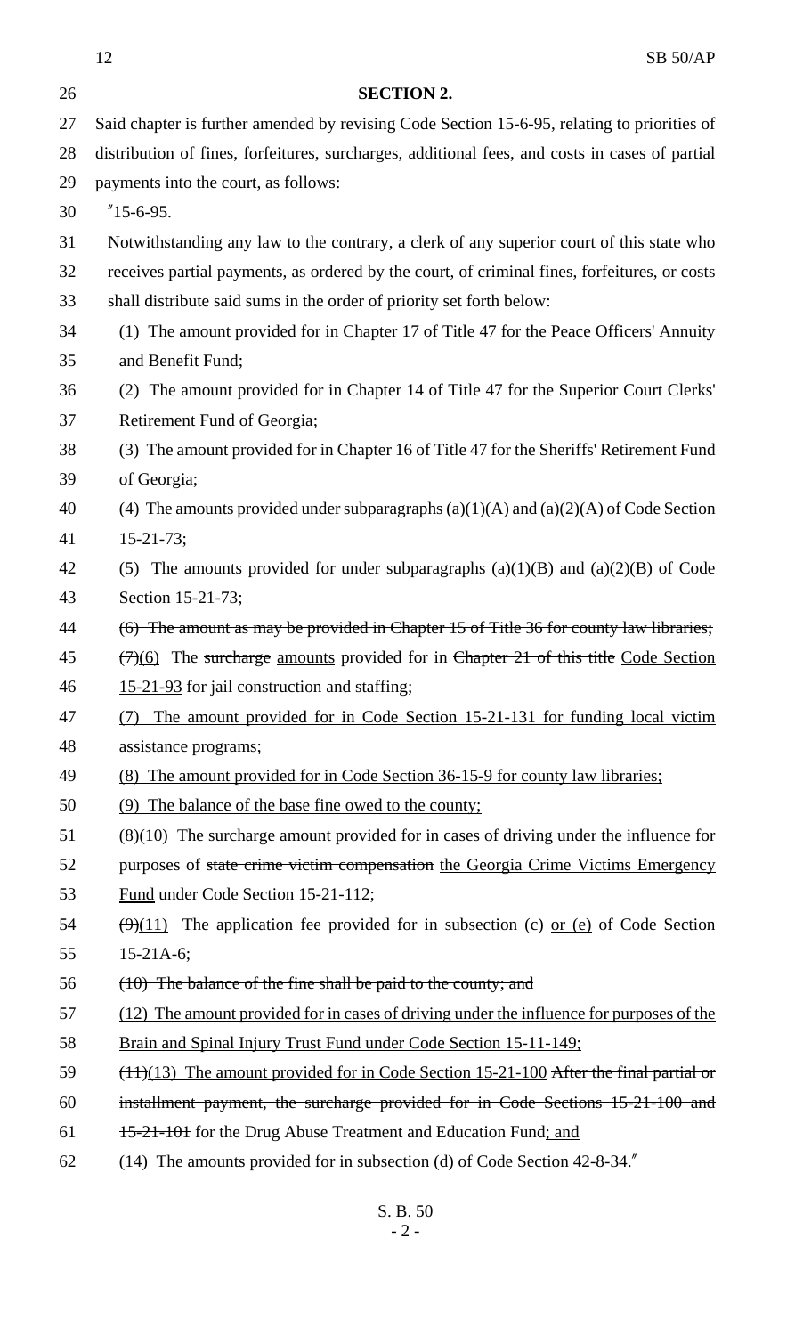**SECTION 2.**

Said chapter is further amended by revising Code Section 15-6-95, relating to priorities of distribution of fines, forfeitures, surcharges, additional fees, and costs in cases of partial payments into the court, as follows:

"15-6-95.

Notwithstanding any law to the contrary, a clerk of any superior court of this state who receives partial payments, as ordered by the court, of criminal fines, forfeitures, or costs shall distribute said sums in the order of priority set forth below:

(1) The amount provided for in Chapter 17 of Title 47 for the Peace Officers' Annuity and Benefit Fund;

(2) The amount provided for in Chapter 14 of Title 47 for the Superior Court Clerks' Retirement Fund of Georgia;

(3) The amount provided for in Chapter 16 of Title 47 for the Sheriffs' Retirement Fund of Georgia;

(4) The amounts provided under subparagraphs (a)(1)(A) and (a)(2)(A) of Code Section 15-21-73;

(5) The amounts provided for under subparagraphs (a)(1)(B) and (a)(2)(B) of Code Section 15-21-73;

~~(6) The amount as may be provided in Chapter 15 of Title 36 for county law libraries;~~

~~(7)~~(6) The ~~surcharge~~ amounts provided for in ~~Chapter 21 of this title~~ Code Section 15-21-93 for jail construction and staffing;

(7) The amount provided for in Code Section 15-21-131 for funding local victim assistance programs;

(8) The amount provided for in Code Section 36-15-9 for county law libraries;

(9) The balance of the base fine owed to the county;

~~(8)~~(10) The ~~surcharge~~ amount provided for in cases of driving under the influence for purposes of ~~state crime victim compensation~~ the Georgia Crime Victims Emergency Fund under Code Section 15-21-112;

~~(9)~~(11) The application fee provided for in subsection (c) or (e) of Code Section 15-21A-6;

~~(10) The balance of the fine shall be paid to the county; and~~

(12) The amount provided for in cases of driving under the influence for purposes of the Brain and Spinal Injury Trust Fund under Code Section 15-11-149;

~~(11)~~(13) The amount provided for in Code Section 15-21-100 ~~After the final partial or installment payment, the surcharge provided for in Code Sections 15-21-100 and 15-21-101~~ for the Drug Abuse Treatment and Education Fund; and

(14) The amounts provided for in subsection (d) of Code Section 42-8-34."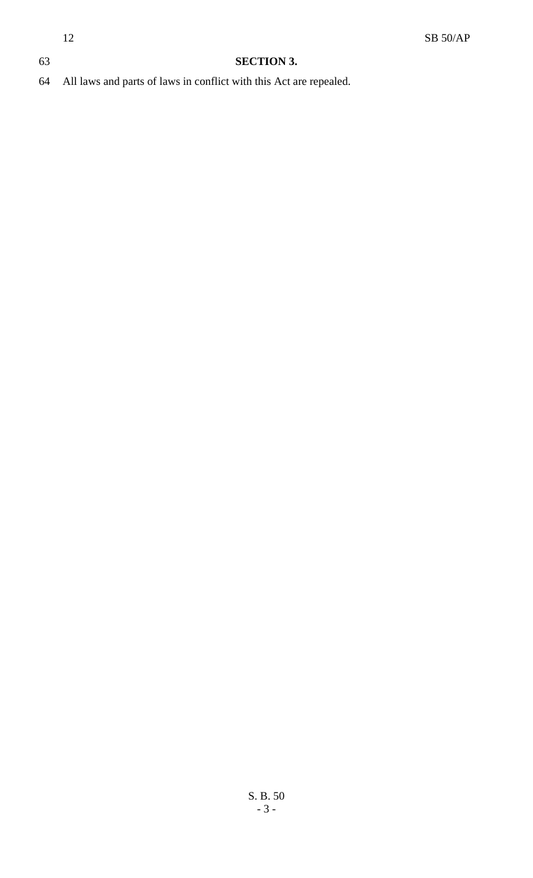**SECTION 3.**

All laws and parts of laws in conflict with this Act are repealed.